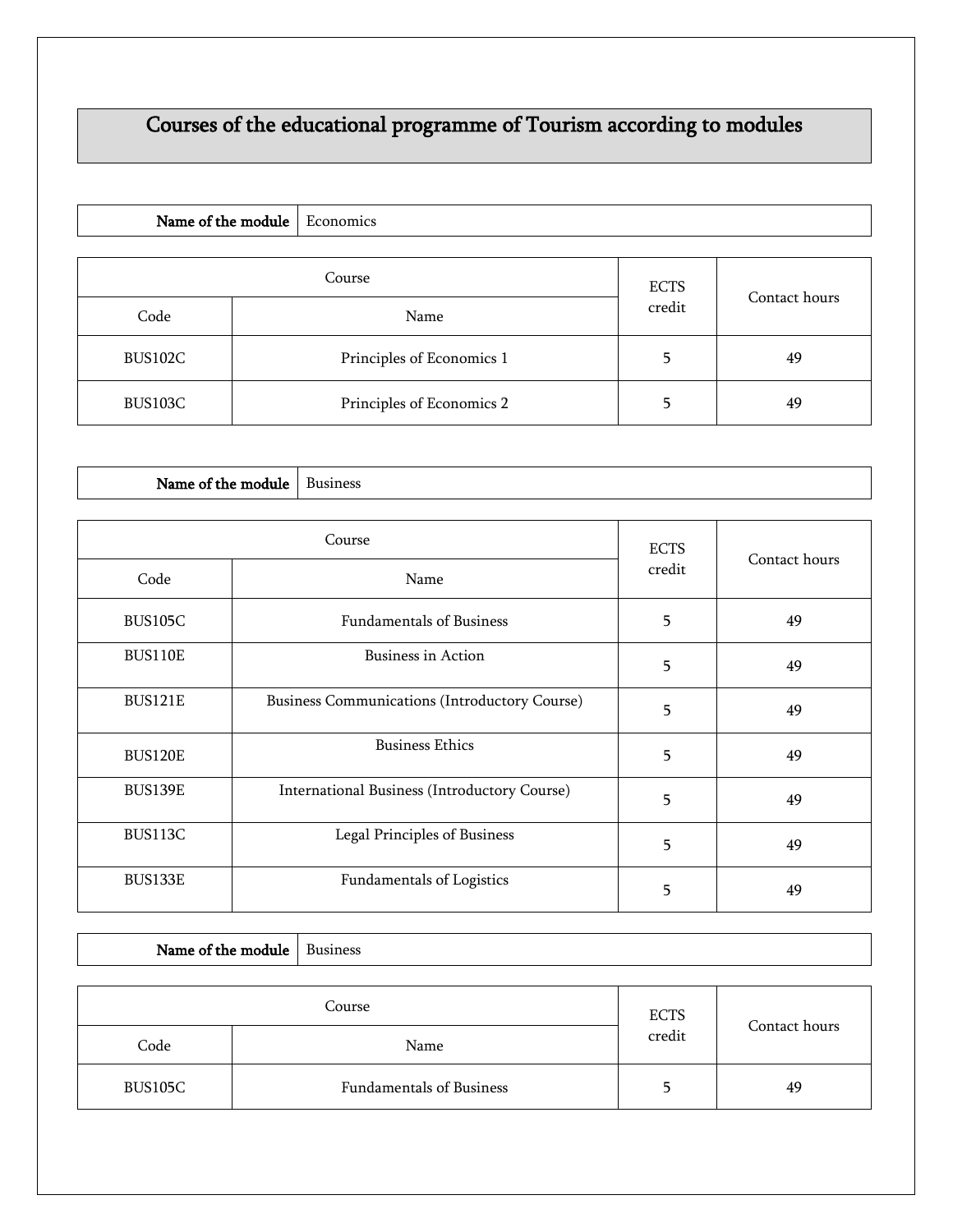# Courses of the educational programme of Tourism according to modules

| **Name of the module** | Economics |
|---|---|

| Course | | ECTS credit | Contact hours |
|---|---|---|---|
| Code | Name | | |
| BUS102C | Principles of Economics 1 | 5 | 49 |
| BUS103C | Principles of Economics 2 | 5 | 49 |

| **Name of the module** | Business |
|---|---|

| Course | | ECTS credit | Contact hours |
|---|---|---|---|
| Code | Name | | |
| BUS105C | Fundamentals of Business | 5 | 49 |
| BUS110E | Business in Action | 5 | 49 |
| BUS121E | Business Communications (Introductory Course) | 5 | 49 |
| BUS120E | Business Ethics | 5 | 49 |
| BUS139E | International Business (Introductory Course) | 5 | 49 |
| BUS113C | Legal Principles of Business | 5 | 49 |
| BUS133E | Fundamentals of Logistics | 5 | 49 |

| **Name of the module** | Business |
|---|---|

| Course | | ECTS credit | Contact hours |
|---|---|---|---|
| Code | Name | | |
| BUS105C | Fundamentals of Business | 5 | 49 |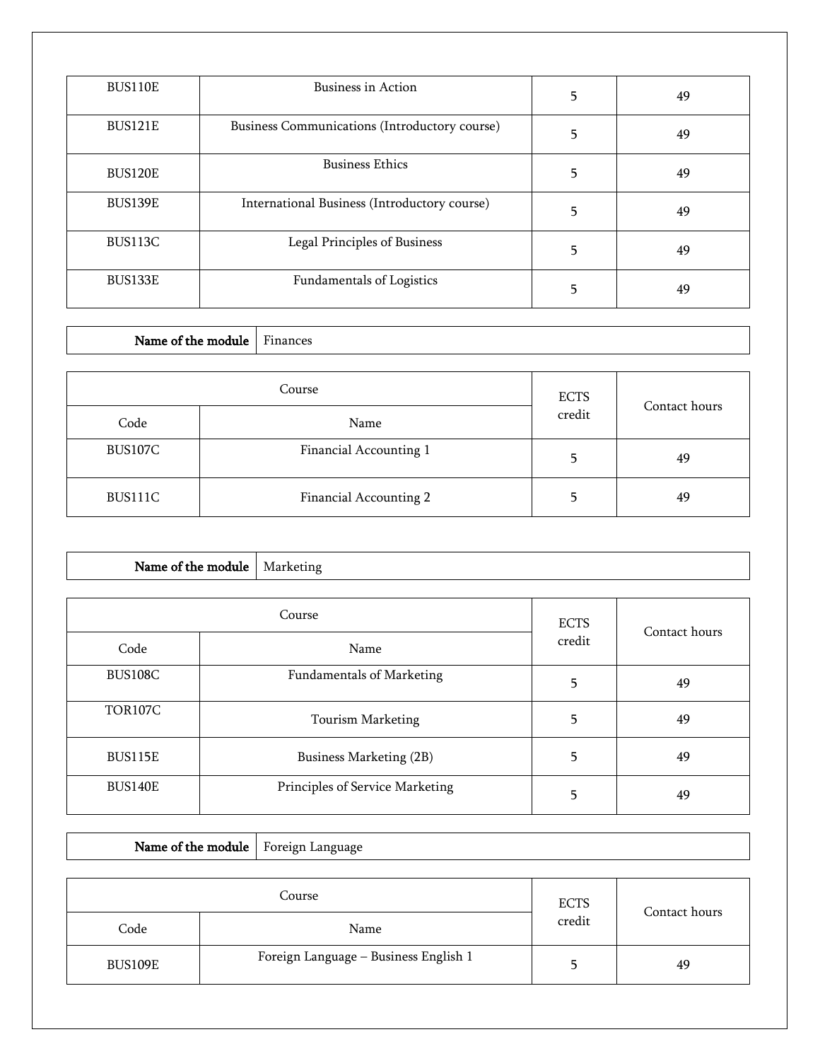| BUS110E | Business in Action | 5 | 49 |
|---|---|---|---|
| BUS121E | Business Communications (Introductory course) | 5 | 49 |
| BUS120E | Business Ethics | 5 | 49 |
| BUS139E | International Business (Introductory course) | 5 | 49 |
| BUS113C | Legal Principles of Business | 5 | 49 |
| BUS133E | Fundamentals of Logistics | 5 | 49 |

| **Name of the module** | Finances |
|---|---|

| Course | | ECTS credit | Contact hours |
|---|---|---|---|
| Code | Name | | |
| BUS107C | Financial Accounting 1 | 5 | 49 |
| BUS111C | Financial Accounting 2 | 5 | 49 |

| **Name of the module** | Marketing |
|---|---|

| Course | | ECTS credit | Contact hours |
|---|---|---|---|
| Code | Name | | |
| BUS108C | Fundamentals of Marketing | 5 | 49 |
| TOR107C | Tourism Marketing | 5 | 49 |
| BUS115E | Business Marketing (2B) | 5 | 49 |
| BUS140E | Principles of Service Marketing | 5 | 49 |

| **Name of the module** | Foreign Language |
|---|---|

| Course | | ECTS credit | Contact hours |
|---|---|---|---|
| Code | Name | | |
| BUS109E | Foreign Language – Business English 1 | 5 | 49 |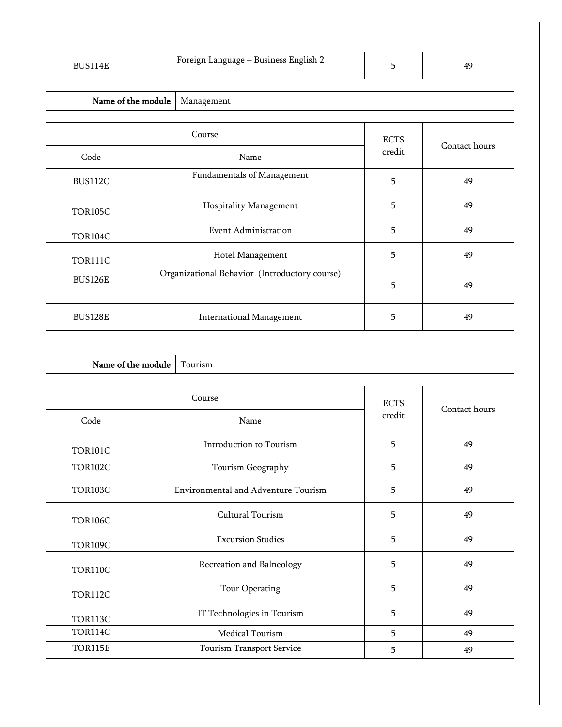| BUS114E | Foreign Language – Business English 2 | 5 | 49 |
|---|---|---|---|

| Name of the module | Management |
|---|---|

| Course | | ECTS credit | Contact hours |
|---|---|---|---|
| Code | Name | | |
| BUS112C | Fundamentals of Management | 5 | 49 |
| TOR105C | Hospitality Management | 5 | 49 |
| TOR104C | Event Administration | 5 | 49 |
| TOR111C | Hotel Management | 5 | 49 |
| BUS126E | Organizational Behavior (Introductory course) | 5 | 49 |
| BUS128E | International Management | 5 | 49 |

| Name of the module | Tourism |
|---|---|

| Course | | ECTS credit | Contact hours |
|---|---|---|---|
| Code | Name | | |
| TOR101C | Introduction to Tourism | 5 | 49 |
| TOR102C | Tourism Geography | 5 | 49 |
| TOR103C | Environmental and Adventure Tourism | 5 | 49 |
| TOR106C | Cultural Tourism | 5 | 49 |
| TOR109C | Excursion Studies | 5 | 49 |
| TOR110C | Recreation and Balneology | 5 | 49 |
| TOR112C | Tour Operating | 5 | 49 |
| TOR113C | IT Technologies in Tourism | 5 | 49 |
| TOR114C | Medical Tourism | 5 | 49 |
| TOR115E | Tourism Transport Service | 5 | 49 |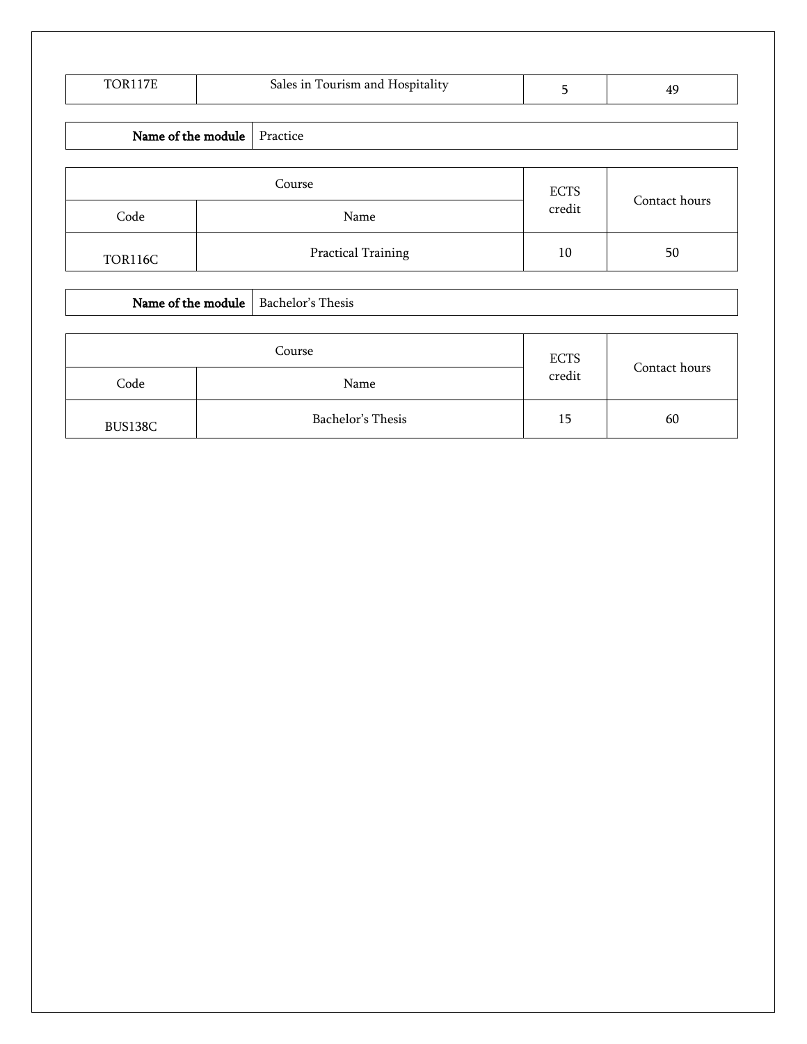| | | | |
|---|---|---|---|
| TOR117E | Sales in Tourism and Hospitality | 5 | 49 |

| **Name of the module** | Practice |
|---|---|

| Course | | ECTS credit | Contact hours |
|---|---|---|---|
| Code | Name | | |
| TOR116C | Practical Training | 10 | 50 |

| **Name of the module** | Bachelor's Thesis |
|---|---|

| Course | | ECTS credit | Contact hours |
|---|---|---|---|
| Code | Name | | |
| BUS138C | Bachelor's Thesis | 15 | 60 |